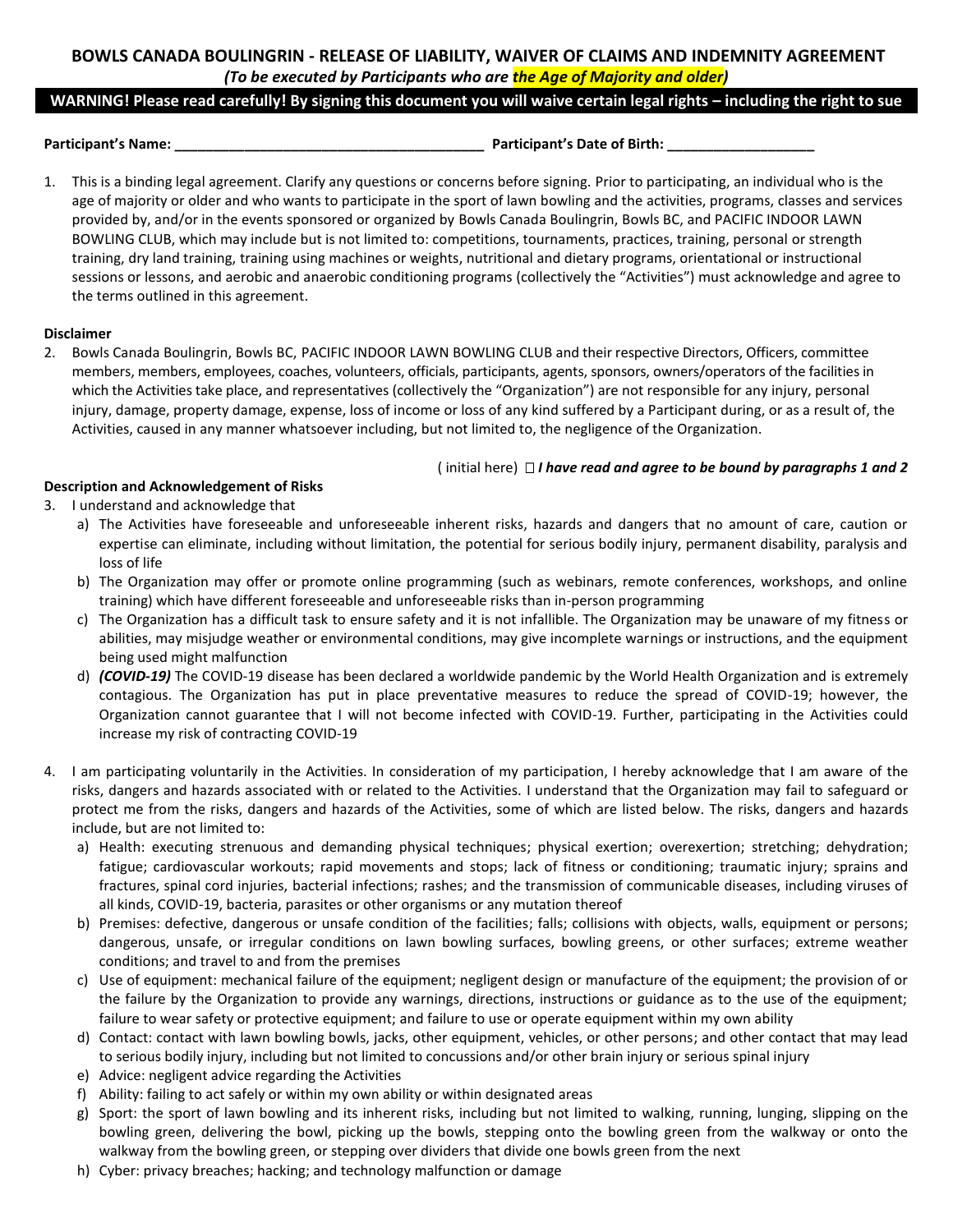# BOWLS CANADA BOULINGRIN - RELEASE OF LIABILITY, WAIVER OF CLAIMS AND INDEMNITY AGREEMENT

***(To be executed by Participants who are the Age of Majority and older)***

**WARNING! Please read carefully! By signing this document you will waive certain legal rights – including the right to sue**

**Participant's Name: ________________________________________ Participant's Date of Birth: ___________________**

1. This is a binding legal agreement. Clarify any questions or concerns before signing. Prior to participating, an individual who is the age of majority or older and who wants to participate in the sport of lawn bowling and the activities, programs, classes and services provided by, and/or in the events sponsored or organized by Bowls Canada Boulingrin, Bowls BC, and PACIFIC INDOOR LAWN BOWLING CLUB, which may include but is not limited to: competitions, tournaments, practices, training, personal or strength training, dry land training, training using machines or weights, nutritional and dietary programs, orientational or instructional sessions or lessons, and aerobic and anaerobic conditioning programs (collectively the "Activities") must acknowledge and agree to the terms outlined in this agreement.

**Disclaimer**

2. Bowls Canada Boulingrin, Bowls BC, PACIFIC INDOOR LAWN BOWLING CLUB and their respective Directors, Officers, committee members, members, employees, coaches, volunteers, officials, participants, agents, sponsors, owners/operators of the facilities in which the Activities take place, and representatives (collectively the "Organization") are not responsible for any injury, personal injury, damage, property damage, expense, loss of income or loss of any kind suffered by a Participant during, or as a result of, the Activities, caused in any manner whatsoever including, but not limited to, the negligence of the Organization.

( initial here) ☐ ***I have read and agree to be bound by paragraphs 1 and 2***

**Description and Acknowledgement of Risks**

3. I understand and acknowledge that
   a) The Activities have foreseeable and unforeseeable inherent risks, hazards and dangers that no amount of care, caution or expertise can eliminate, including without limitation, the potential for serious bodily injury, permanent disability, paralysis and loss of life
   b) The Organization may offer or promote online programming (such as webinars, remote conferences, workshops, and online training) which have different foreseeable and unforeseeable risks than in-person programming
   c) The Organization has a difficult task to ensure safety and it is not infallible. The Organization may be unaware of my fitness or abilities, may misjudge weather or environmental conditions, may give incomplete warnings or instructions, and the equipment being used might malfunction
   d) ***(COVID-19)*** The COVID-19 disease has been declared a worldwide pandemic by the World Health Organization and is extremely contagious. The Organization has put in place preventative measures to reduce the spread of COVID-19; however, the Organization cannot guarantee that I will not become infected with COVID-19. Further, participating in the Activities could increase my risk of contracting COVID-19

4. I am participating voluntarily in the Activities. In consideration of my participation, I hereby acknowledge that I am aware of the risks, dangers and hazards associated with or related to the Activities. I understand that the Organization may fail to safeguard or protect me from the risks, dangers and hazards of the Activities, some of which are listed below. The risks, dangers and hazards include, but are not limited to:
   a) Health: executing strenuous and demanding physical techniques; physical exertion; overexertion; stretching; dehydration; fatigue; cardiovascular workouts; rapid movements and stops; lack of fitness or conditioning; traumatic injury; sprains and fractures, spinal cord injuries, bacterial infections; rashes; and the transmission of communicable diseases, including viruses of all kinds, COVID-19, bacteria, parasites or other organisms or any mutation thereof
   b) Premises: defective, dangerous or unsafe condition of the facilities; falls; collisions with objects, walls, equipment or persons; dangerous, unsafe, or irregular conditions on lawn bowling surfaces, bowling greens, or other surfaces; extreme weather conditions; and travel to and from the premises
   c) Use of equipment: mechanical failure of the equipment; negligent design or manufacture of the equipment; the provision of or the failure by the Organization to provide any warnings, directions, instructions or guidance as to the use of the equipment; failure to wear safety or protective equipment; and failure to use or operate equipment within my own ability
   d) Contact: contact with lawn bowling bowls, jacks, other equipment, vehicles, or other persons; and other contact that may lead to serious bodily injury, including but not limited to concussions and/or other brain injury or serious spinal injury
   e) Advice: negligent advice regarding the Activities
   f) Ability: failing to act safely or within my own ability or within designated areas
   g) Sport: the sport of lawn bowling and its inherent risks, including but not limited to walking, running, lunging, slipping on the bowling green, delivering the bowl, picking up the bowls, stepping onto the bowling green from the walkway or onto the walkway from the bowling green, or stepping over dividers that divide one bowls green from the next
   h) Cyber: privacy breaches; hacking; and technology malfunction or damage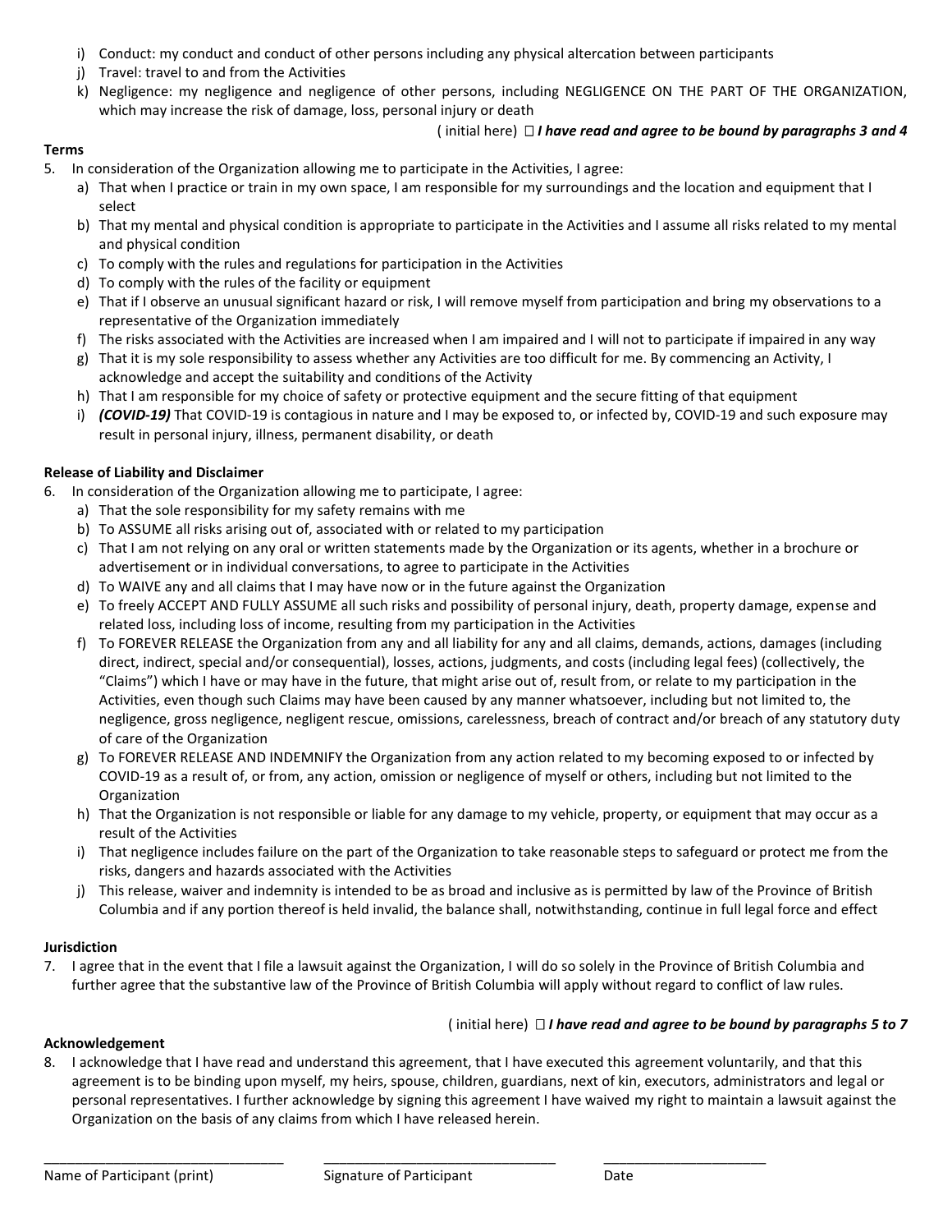i) Conduct: my conduct and conduct of other persons including any physical altercation between participants
j) Travel: travel to and from the Activities
k) Negligence: my negligence and negligence of other persons, including NEGLIGENCE ON THE PART OF THE ORGANIZATION, which may increase the risk of damage, loss, personal injury or death

( initial here) ☐ ***I have read and agree to be bound by paragraphs 3 and 4***

**Terms**

5. In consideration of the Organization allowing me to participate in the Activities, I agree:
   a) That when I practice or train in my own space, I am responsible for my surroundings and the location and equipment that I select
   b) That my mental and physical condition is appropriate to participate in the Activities and I assume all risks related to my mental and physical condition
   c) To comply with the rules and regulations for participation in the Activities
   d) To comply with the rules of the facility or equipment
   e) That if I observe an unusual significant hazard or risk, I will remove myself from participation and bring my observations to a representative of the Organization immediately
   f) The risks associated with the Activities are increased when I am impaired and I will not to participate if impaired in any way
   g) That it is my sole responsibility to assess whether any Activities are too difficult for me. By commencing an Activity, I acknowledge and accept the suitability and conditions of the Activity
   h) That I am responsible for my choice of safety or protective equipment and the secure fitting of that equipment
   i) ***(COVID-19)*** That COVID-19 is contagious in nature and I may be exposed to, or infected by, COVID-19 and such exposure may result in personal injury, illness, permanent disability, or death

**Release of Liability and Disclaimer**

6. In consideration of the Organization allowing me to participate, I agree:
   a) That the sole responsibility for my safety remains with me
   b) To ASSUME all risks arising out of, associated with or related to my participation
   c) That I am not relying on any oral or written statements made by the Organization or its agents, whether in a brochure or advertisement or in individual conversations, to agree to participate in the Activities
   d) To WAIVE any and all claims that I may have now or in the future against the Organization
   e) To freely ACCEPT AND FULLY ASSUME all such risks and possibility of personal injury, death, property damage, expense and related loss, including loss of income, resulting from my participation in the Activities
   f) To FOREVER RELEASE the Organization from any and all liability for any and all claims, demands, actions, damages (including direct, indirect, special and/or consequential), losses, actions, judgments, and costs (including legal fees) (collectively, the "Claims") which I have or may have in the future, that might arise out of, result from, or relate to my participation in the Activities, even though such Claims may have been caused by any manner whatsoever, including but not limited to, the negligence, gross negligence, negligent rescue, omissions, carelessness, breach of contract and/or breach of any statutory duty of care of the Organization
   g) To FOREVER RELEASE AND INDEMNIFY the Organization from any action related to my becoming exposed to or infected by COVID-19 as a result of, or from, any action, omission or negligence of myself or others, including but not limited to the Organization
   h) That the Organization is not responsible or liable for any damage to my vehicle, property, or equipment that may occur as a result of the Activities
   i) That negligence includes failure on the part of the Organization to take reasonable steps to safeguard or protect me from the risks, dangers and hazards associated with the Activities
   j) This release, waiver and indemnity is intended to be as broad and inclusive as is permitted by law of the Province of British Columbia and if any portion thereof is held invalid, the balance shall, notwithstanding, continue in full legal force and effect

**Jurisdiction**

7. I agree that in the event that I file a lawsuit against the Organization, I will do so solely in the Province of British Columbia and further agree that the substantive law of the Province of British Columbia will apply without regard to conflict of law rules.

( initial here) ☐ ***I have read and agree to be bound by paragraphs 5 to 7***

**Acknowledgement**

8. I acknowledge that I have read and understand this agreement, that I have executed this agreement voluntarily, and that this agreement is to be binding upon myself, my heirs, spouse, children, guardians, next of kin, executors, administrators and legal or personal representatives. I further acknowledge by signing this agreement I have waived my right to maintain a lawsuit against the Organization on the basis of any claims from which I have released herein.

| | | |
|---|---|---|
| ________________________________ | ________________________________ | ______________________ |
| Name of Participant (print) | Signature of Participant | Date |